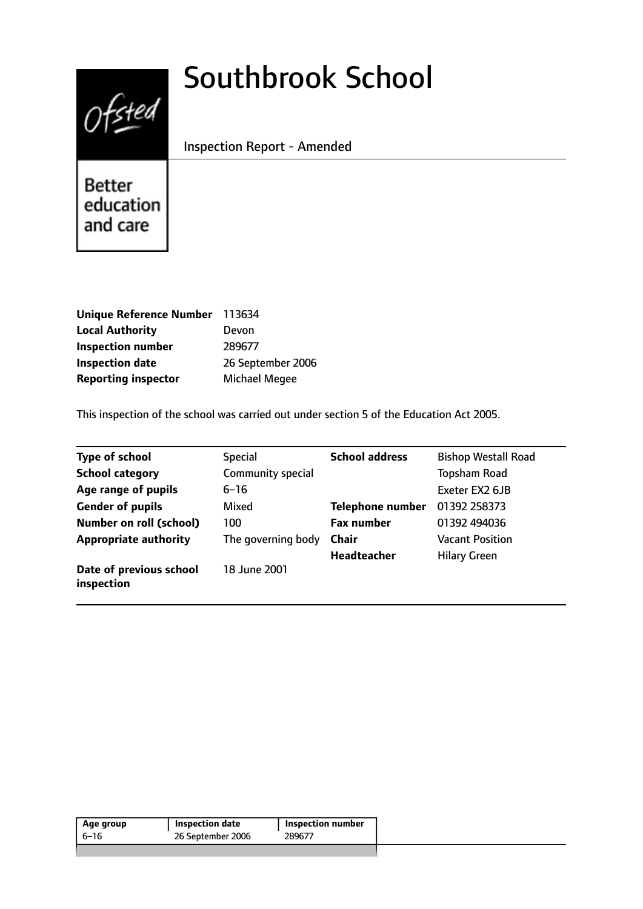# Southbrook School

Inspection Report - Amended

Better education and care

| | |
|---|---|
| **Unique Reference Number** | 113634 |
| **Local Authority** | Devon |
| **Inspection number** | 289677 |
| **Inspection date** | 26 September 2006 |
| **Reporting inspector** | Michael Megee |

This inspection of the school was carried out under section 5 of the Education Act 2005.

| | | | |
|---|---|---|---|
| **Type of school** | Special | **School address** | Bishop Westall Road |
| **School category** | Community special | | Topsham Road |
| **Age range of pupils** | 6–16 | | Exeter EX2 6JB |
| **Gender of pupils** | Mixed | **Telephone number** | 01392 258373 |
| **Number on roll (school)** | 100 | **Fax number** | 01392 494036 |
| **Appropriate authority** | The governing body | **Chair** | Vacant Position |
| | | **Headteacher** | Hilary Green |
| **Date of previous school inspection** | 18 June 2001 | | |

| Age group | Inspection date | Inspection number |
|---|---|---|
| 6–16 | 26 September 2006 | 289677 |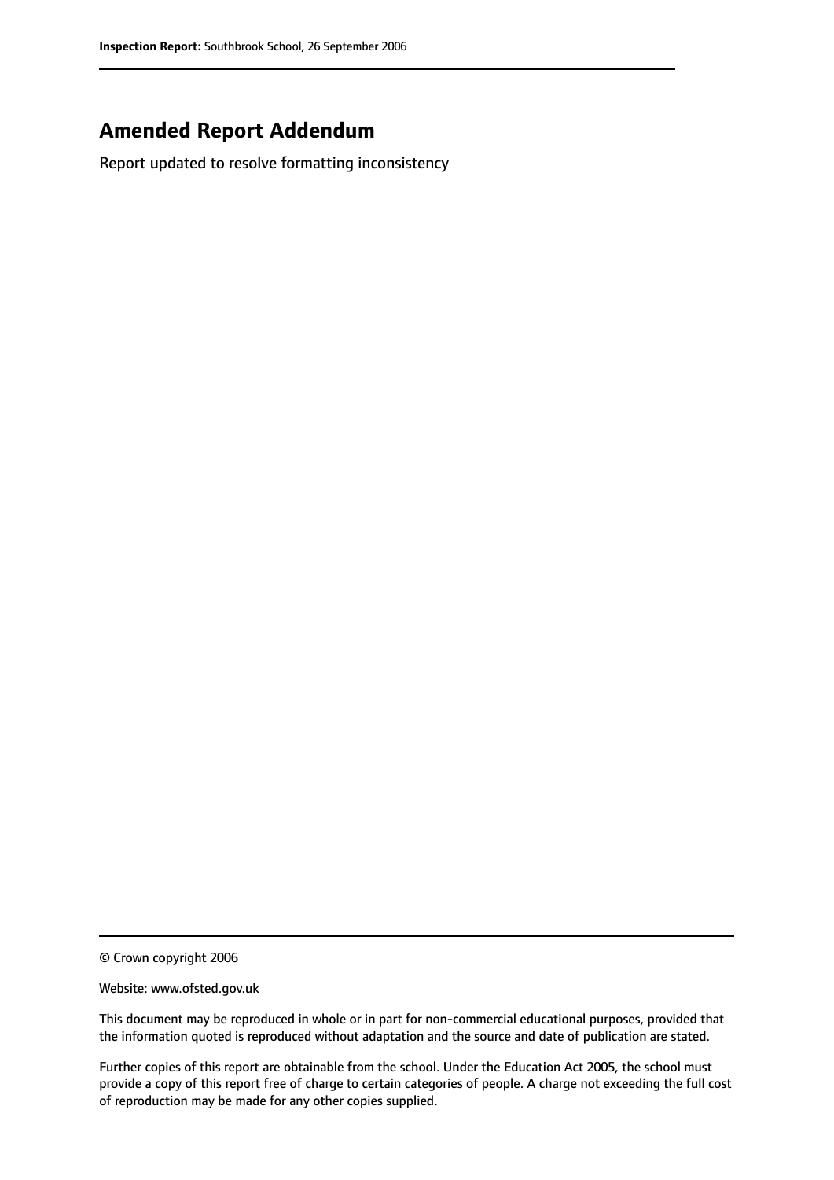## Amended Report Addendum

Report updated to resolve formatting inconsistency

© Crown copyright 2006

Website: www.ofsted.gov.uk

This document may be reproduced in whole or in part for non-commercial educational purposes, provided that the information quoted is reproduced without adaptation and the source and date of publication are stated.

Further copies of this report are obtainable from the school. Under the Education Act 2005, the school must provide a copy of this report free of charge to certain categories of people. A charge not exceeding the full cost of reproduction may be made for any other copies supplied.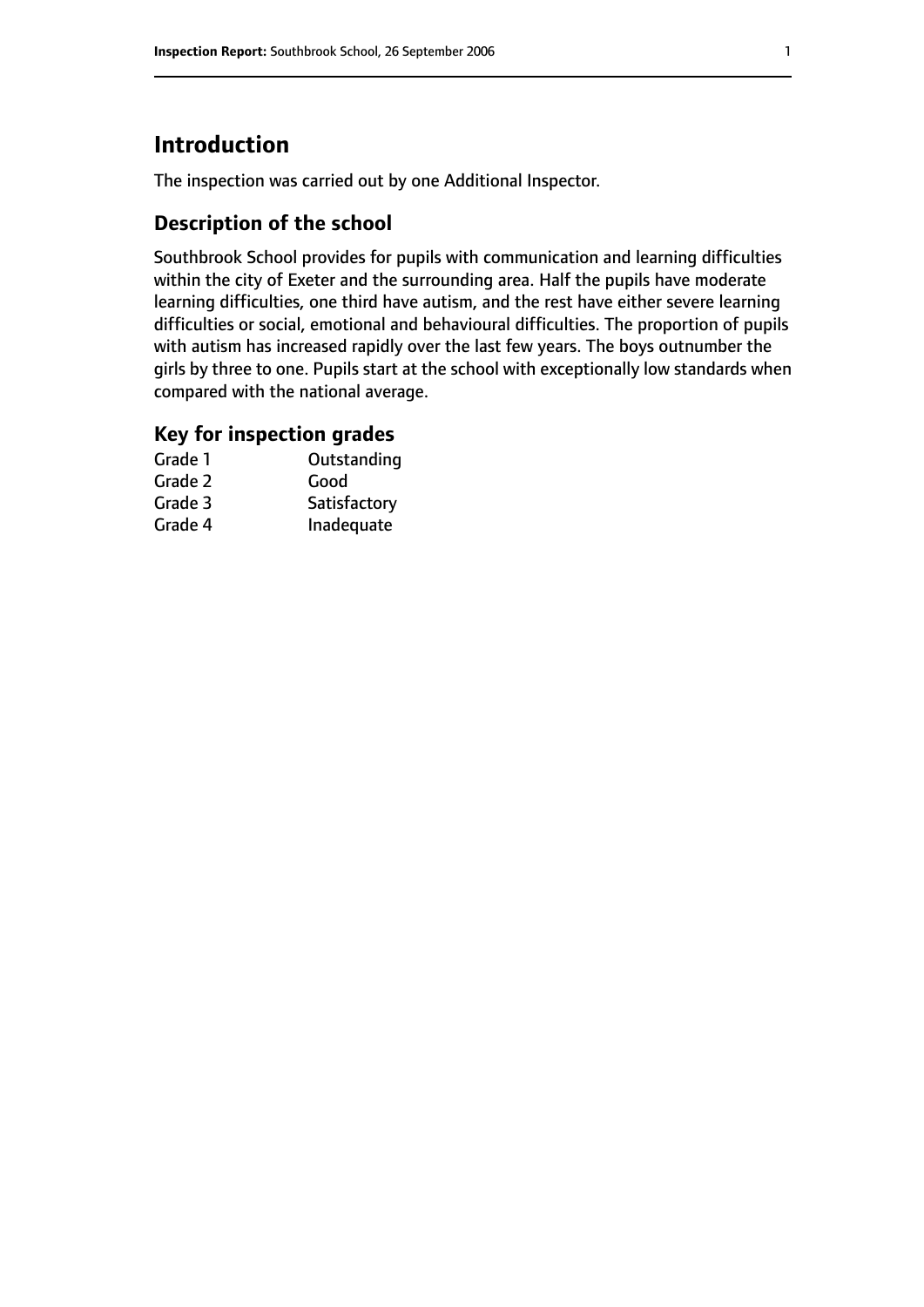# Introduction

The inspection was carried out by one Additional Inspector.

## Description of the school

Southbrook School provides for pupils with communication and learning difficulties within the city of Exeter and the surrounding area. Half the pupils have moderate learning difficulties, one third have autism, and the rest have either severe learning difficulties or social, emotional and behavioural difficulties. The proportion of pupils with autism has increased rapidly over the last few years. The boys outnumber the girls by three to one. Pupils start at the school with exceptionally low standards when compared with the national average.

## Key for inspection grades

| | |
|---|---|
| Grade 1 | Outstanding |
| Grade 2 | Good |
| Grade 3 | Satisfactory |
| Grade 4 | Inadequate |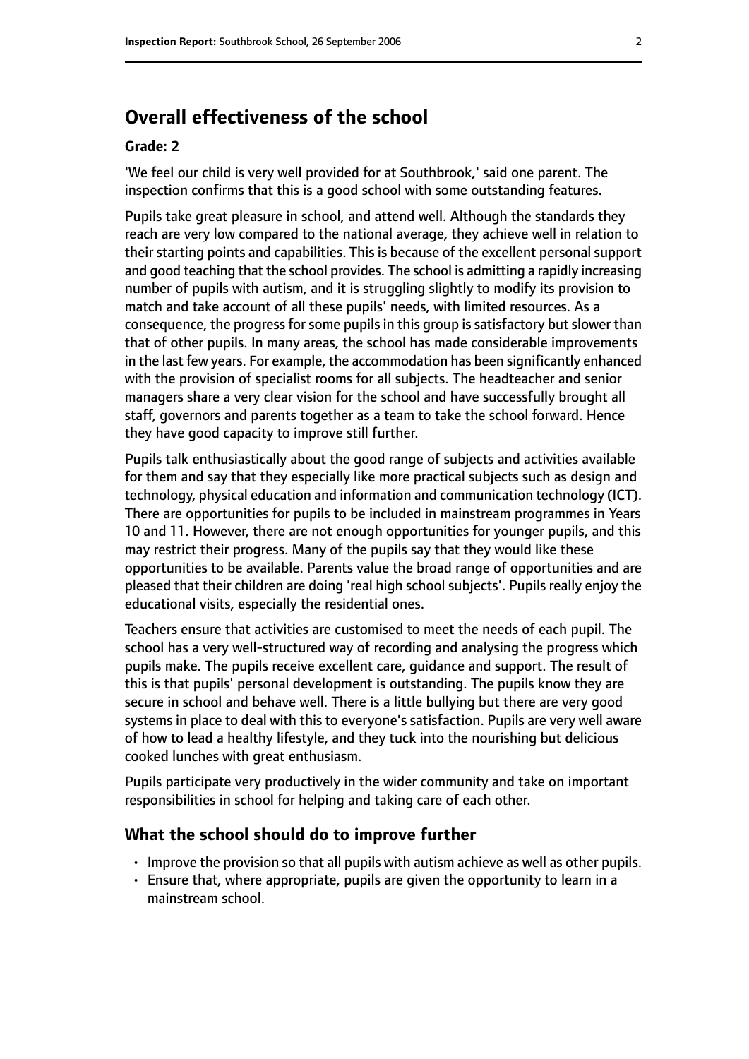## Overall effectiveness of the school

### Grade: 2

'We feel our child is very well provided for at Southbrook,' said one parent. The inspection confirms that this is a good school with some outstanding features.

Pupils take great pleasure in school, and attend well. Although the standards they reach are very low compared to the national average, they achieve well in relation to their starting points and capabilities. This is because of the excellent personal support and good teaching that the school provides. The school is admitting a rapidly increasing number of pupils with autism, and it is struggling slightly to modify its provision to match and take account of all these pupils' needs, with limited resources. As a consequence, the progress for some pupils in this group is satisfactory but slower than that of other pupils. In many areas, the school has made considerable improvements in the last few years. For example, the accommodation has been significantly enhanced with the provision of specialist rooms for all subjects. The headteacher and senior managers share a very clear vision for the school and have successfully brought all staff, governors and parents together as a team to take the school forward. Hence they have good capacity to improve still further.

Pupils talk enthusiastically about the good range of subjects and activities available for them and say that they especially like more practical subjects such as design and technology, physical education and information and communication technology (ICT). There are opportunities for pupils to be included in mainstream programmes in Years 10 and 11. However, there are not enough opportunities for younger pupils, and this may restrict their progress. Many of the pupils say that they would like these opportunities to be available. Parents value the broad range of opportunities and are pleased that their children are doing 'real high school subjects'. Pupils really enjoy the educational visits, especially the residential ones.

Teachers ensure that activities are customised to meet the needs of each pupil. The school has a very well-structured way of recording and analysing the progress which pupils make. The pupils receive excellent care, guidance and support. The result of this is that pupils' personal development is outstanding. The pupils know they are secure in school and behave well. There is a little bullying but there are very good systems in place to deal with this to everyone's satisfaction. Pupils are very well aware of how to lead a healthy lifestyle, and they tuck into the nourishing but delicious cooked lunches with great enthusiasm.

Pupils participate very productively in the wider community and take on important responsibilities in school for helping and taking care of each other.

### What the school should do to improve further

- Improve the provision so that all pupils with autism achieve as well as other pupils.
- Ensure that, where appropriate, pupils are given the opportunity to learn in a mainstream school.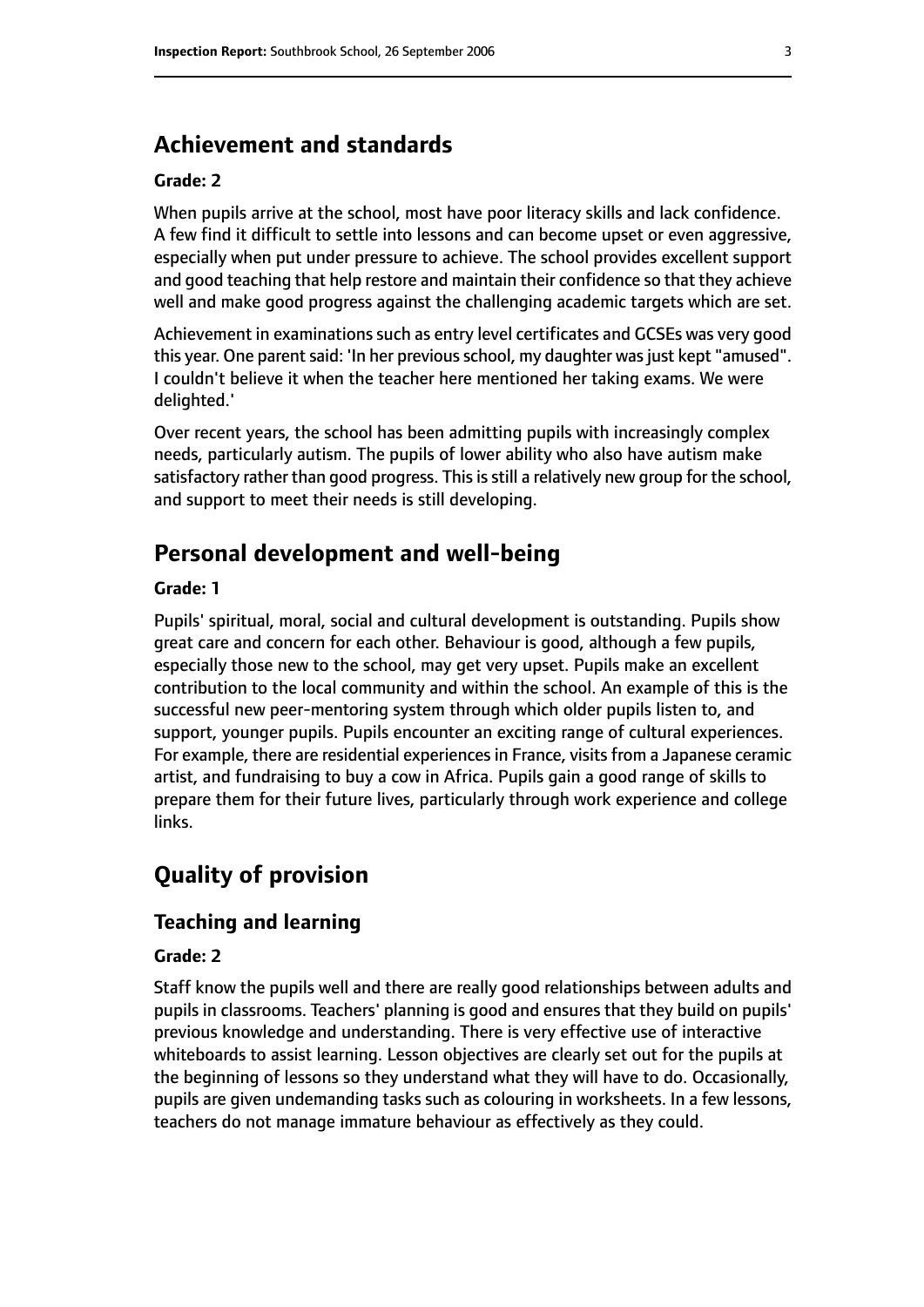## Achievement and standards

**Grade: 2**

When pupils arrive at the school, most have poor literacy skills and lack confidence. A few find it difficult to settle into lessons and can become upset or even aggressive, especially when put under pressure to achieve. The school provides excellent support and good teaching that help restore and maintain their confidence so that they achieve well and make good progress against the challenging academic targets which are set.

Achievement in examinations such as entry level certificates and GCSEs was very good this year. One parent said: 'In her previous school, my daughter was just kept "amused". I couldn't believe it when the teacher here mentioned her taking exams. We were delighted.'

Over recent years, the school has been admitting pupils with increasingly complex needs, particularly autism. The pupils of lower ability who also have autism make satisfactory rather than good progress. This is still a relatively new group for the school, and support to meet their needs is still developing.

## Personal development and well-being

**Grade: 1**

Pupils' spiritual, moral, social and cultural development is outstanding. Pupils show great care and concern for each other. Behaviour is good, although a few pupils, especially those new to the school, may get very upset. Pupils make an excellent contribution to the local community and within the school. An example of this is the successful new peer-mentoring system through which older pupils listen to, and support, younger pupils. Pupils encounter an exciting range of cultural experiences. For example, there are residential experiences in France, visits from a Japanese ceramic artist, and fundraising to buy a cow in Africa. Pupils gain a good range of skills to prepare them for their future lives, particularly through work experience and college links.

## Quality of provision

### Teaching and learning

**Grade: 2**

Staff know the pupils well and there are really good relationships between adults and pupils in classrooms. Teachers' planning is good and ensures that they build on pupils' previous knowledge and understanding. There is very effective use of interactive whiteboards to assist learning. Lesson objectives are clearly set out for the pupils at the beginning of lessons so they understand what they will have to do. Occasionally, pupils are given undemanding tasks such as colouring in worksheets. In a few lessons, teachers do not manage immature behaviour as effectively as they could.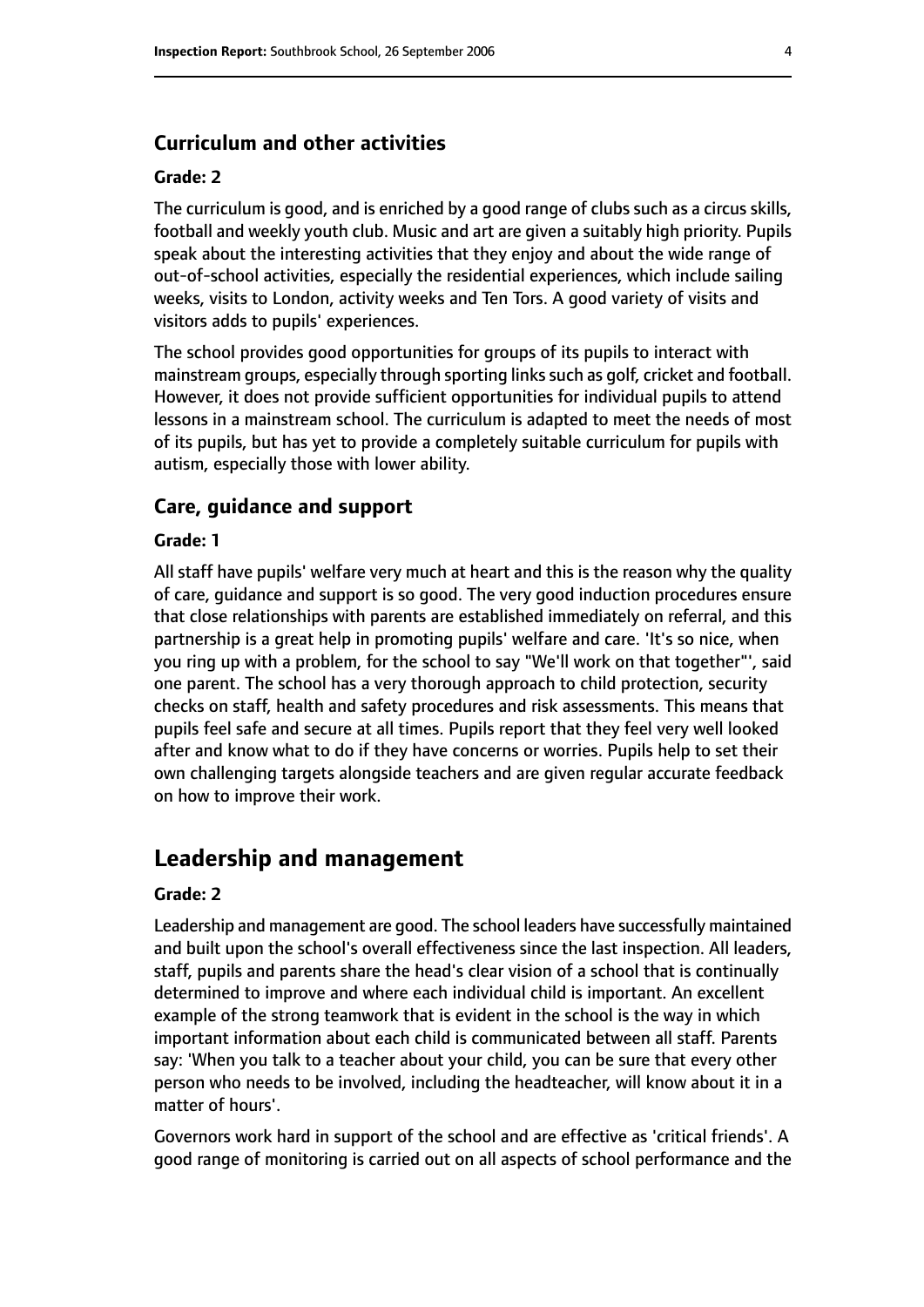### Curriculum and other activities

#### Grade: 2

The curriculum is good, and is enriched by a good range of clubs such as a circus skills, football and weekly youth club. Music and art are given a suitably high priority. Pupils speak about the interesting activities that they enjoy and about the wide range of out-of-school activities, especially the residential experiences, which include sailing weeks, visits to London, activity weeks and Ten Tors. A good variety of visits and visitors adds to pupils' experiences.

The school provides good opportunities for groups of its pupils to interact with mainstream groups, especially through sporting links such as golf, cricket and football. However, it does not provide sufficient opportunities for individual pupils to attend lessons in a mainstream school. The curriculum is adapted to meet the needs of most of its pupils, but has yet to provide a completely suitable curriculum for pupils with autism, especially those with lower ability.

### Care, guidance and support

#### Grade: 1

All staff have pupils' welfare very much at heart and this is the reason why the quality of care, guidance and support is so good. The very good induction procedures ensure that close relationships with parents are established immediately on referral, and this partnership is a great help in promoting pupils' welfare and care. 'It's so nice, when you ring up with a problem, for the school to say "We'll work on that together"', said one parent. The school has a very thorough approach to child protection, security checks on staff, health and safety procedures and risk assessments. This means that pupils feel safe and secure at all times. Pupils report that they feel very well looked after and know what to do if they have concerns or worries. Pupils help to set their own challenging targets alongside teachers and are given regular accurate feedback on how to improve their work.

## Leadership and management

#### Grade: 2

Leadership and management are good. The school leaders have successfully maintained and built upon the school's overall effectiveness since the last inspection. All leaders, staff, pupils and parents share the head's clear vision of a school that is continually determined to improve and where each individual child is important. An excellent example of the strong teamwork that is evident in the school is the way in which important information about each child is communicated between all staff. Parents say: 'When you talk to a teacher about your child, you can be sure that every other person who needs to be involved, including the headteacher, will know about it in a matter of hours'.

Governors work hard in support of the school and are effective as 'critical friends'. A good range of monitoring is carried out on all aspects of school performance and the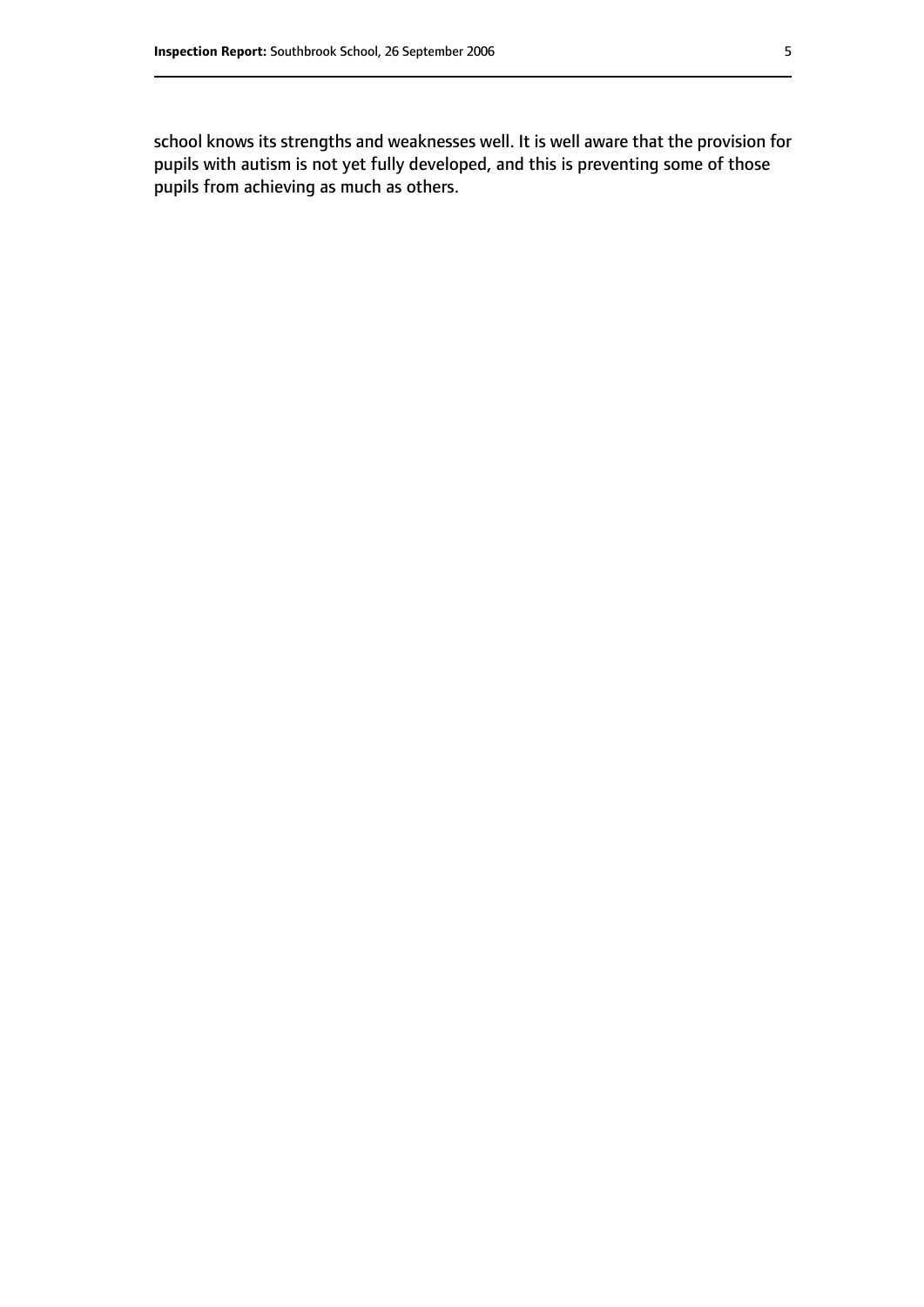school knows its strengths and weaknesses well. It is well aware that the provision for pupils with autism is not yet fully developed, and this is preventing some of those pupils from achieving as much as others.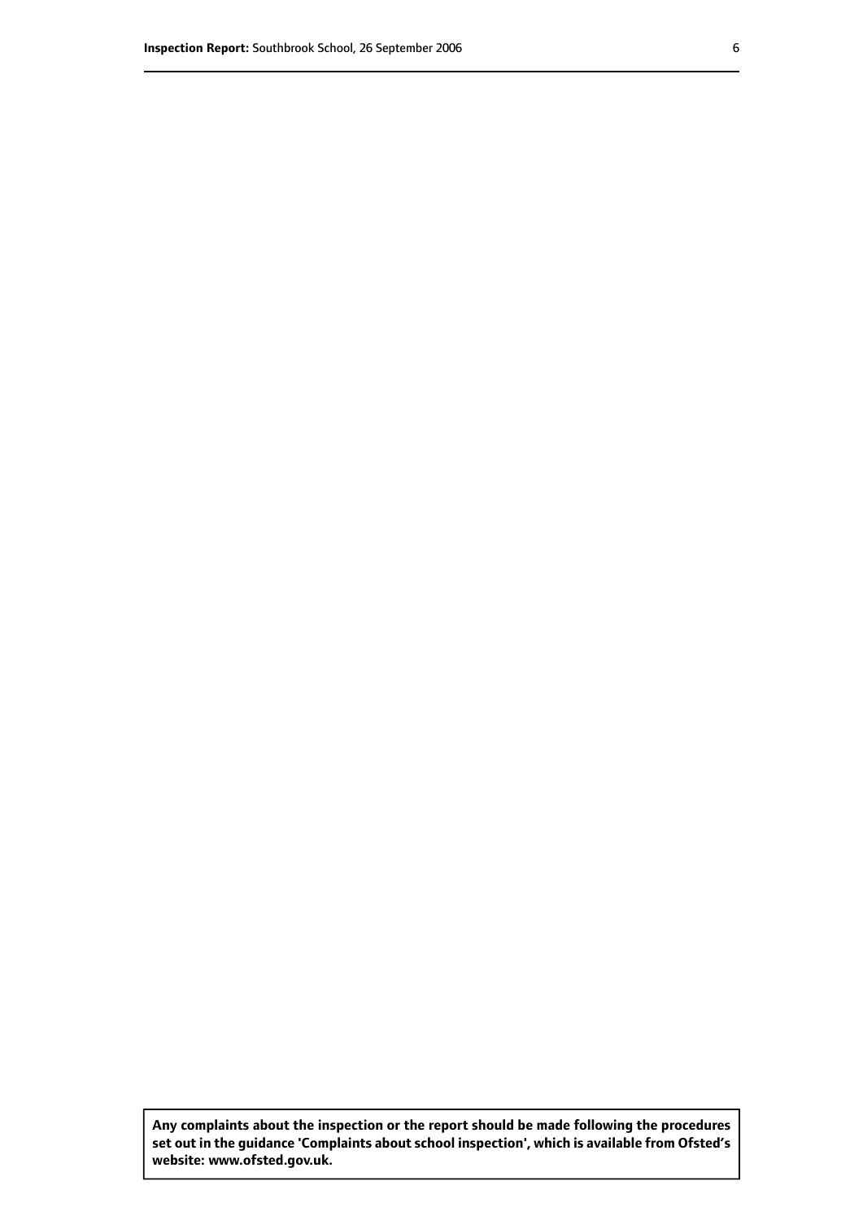**Any complaints about the inspection or the report should be made following the procedures set out in the guidance 'Complaints about school inspection', which is available from Ofsted's website: www.ofsted.gov.uk.**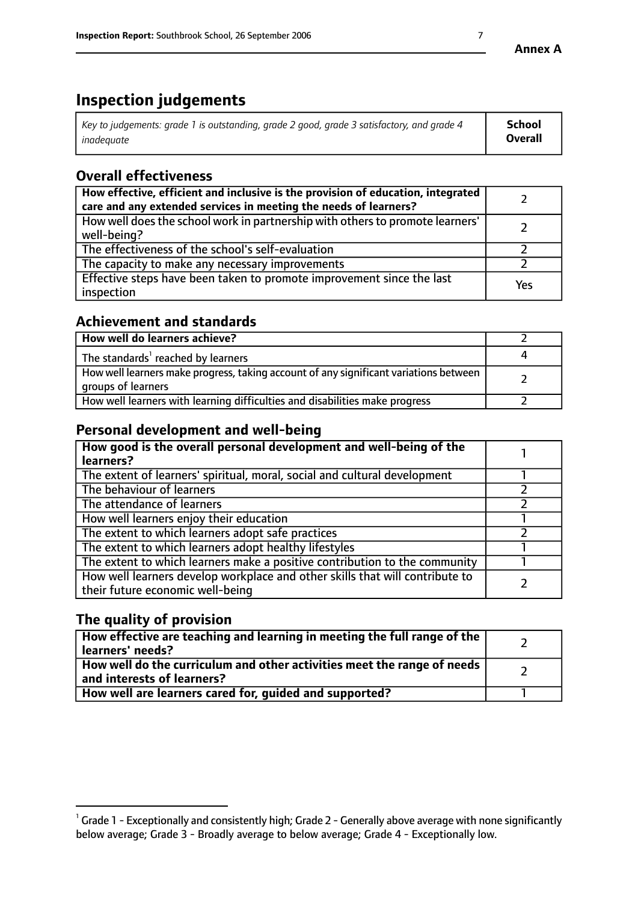# Inspection judgements

| *Key to judgements: grade 1 is outstanding, grade 2 good, grade 3 satisfactory, and grade 4 inadequate* | **School Overall** |
|---|---|

## Overall effectiveness

| | |
|---|---|
| **How effective, efficient and inclusive is the provision of education, integrated care and any extended services in meeting the needs of learners?** | 2 |
| How well does the school work in partnership with others to promote learners' well-being? | 2 |
| The effectiveness of the school's self-evaluation | 2 |
| The capacity to make any necessary improvements | 2 |
| Effective steps have been taken to promote improvement since the last inspection | Yes |

## Achievement and standards

| | |
|---|---|
| **How well do learners achieve?** | 2 |
| The standards[1] reached by learners | 4 |
| How well learners make progress, taking account of any significant variations between groups of learners | 2 |
| How well learners with learning difficulties and disabilities make progress | 2 |

## Personal development and well-being

| | |
|---|---|
| **How good is the overall personal development and well-being of the learners?** | 1 |
| The extent of learners' spiritual, moral, social and cultural development | 1 |
| The behaviour of learners | 2 |
| The attendance of learners | 2 |
| How well learners enjoy their education | 1 |
| The extent to which learners adopt safe practices | 2 |
| The extent to which learners adopt healthy lifestyles | 1 |
| The extent to which learners make a positive contribution to the community | 1 |
| How well learners develop workplace and other skills that will contribute to their future economic well-being | 2 |

## The quality of provision

| | |
|---|---|
| **How effective are teaching and learning in meeting the full range of the learners' needs?** | 2 |
| **How well do the curriculum and other activities meet the range of needs and interests of learners?** | 2 |
| **How well are learners cared for, guided and supported?** | 1 |

[1] Grade 1 - Exceptionally and consistently high; Grade 2 - Generally above average with none significantly below average; Grade 3 - Broadly average to below average; Grade 4 - Exceptionally low.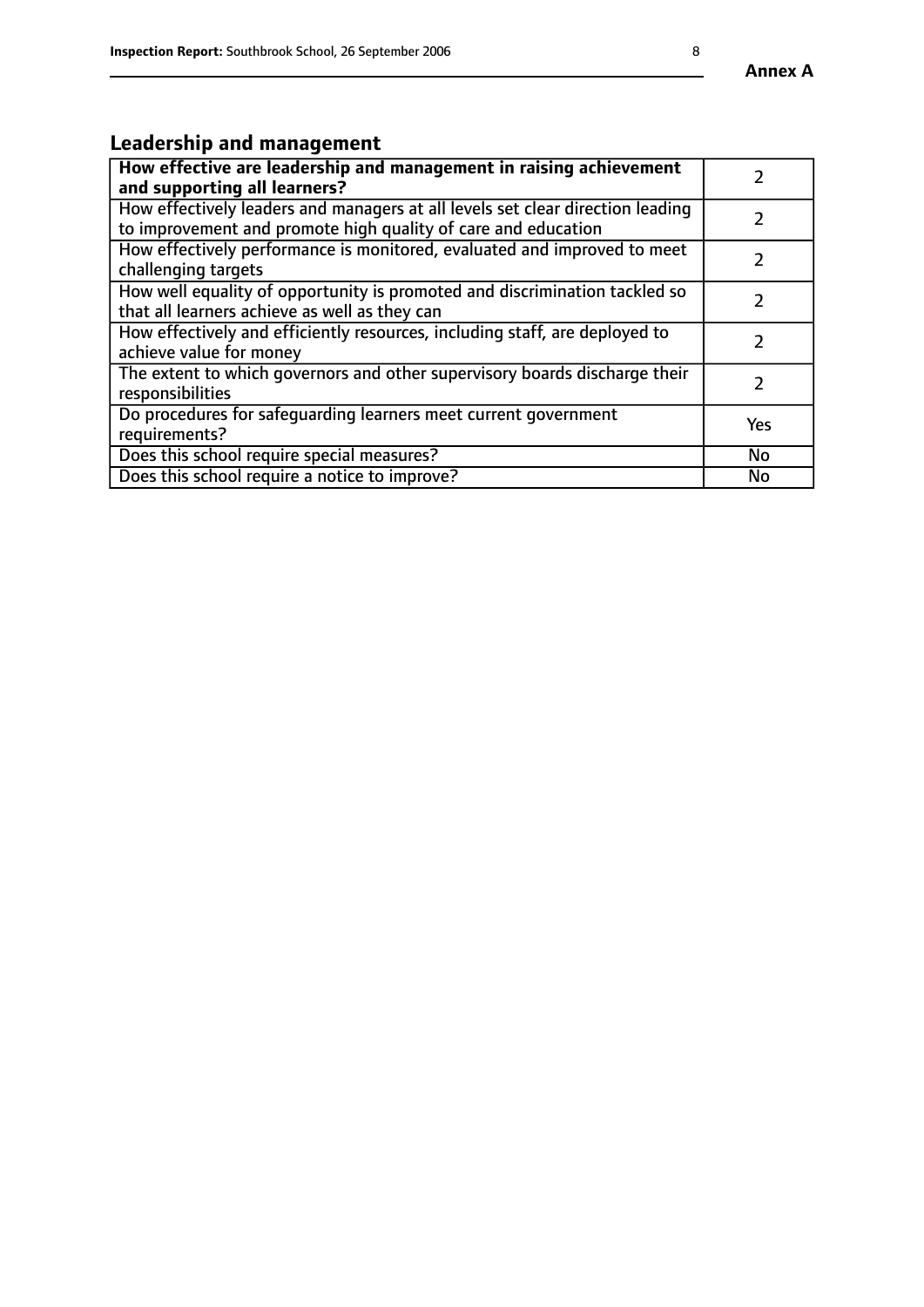## Leadership and management

| **How effective are leadership and management in raising achievement and supporting all learners?** | 2 |
|---|---|
| How effectively leaders and managers at all levels set clear direction leading to improvement and promote high quality of care and education | 2 |
| How effectively performance is monitored, evaluated and improved to meet challenging targets | 2 |
| How well equality of opportunity is promoted and discrimination tackled so that all learners achieve as well as they can | 2 |
| How effectively and efficiently resources, including staff, are deployed to achieve value for money | 2 |
| The extent to which governors and other supervisory boards discharge their responsibilities | 2 |
| Do procedures for safeguarding learners meet current government requirements? | Yes |
| Does this school require special measures? | No |
| Does this school require a notice to improve? | No |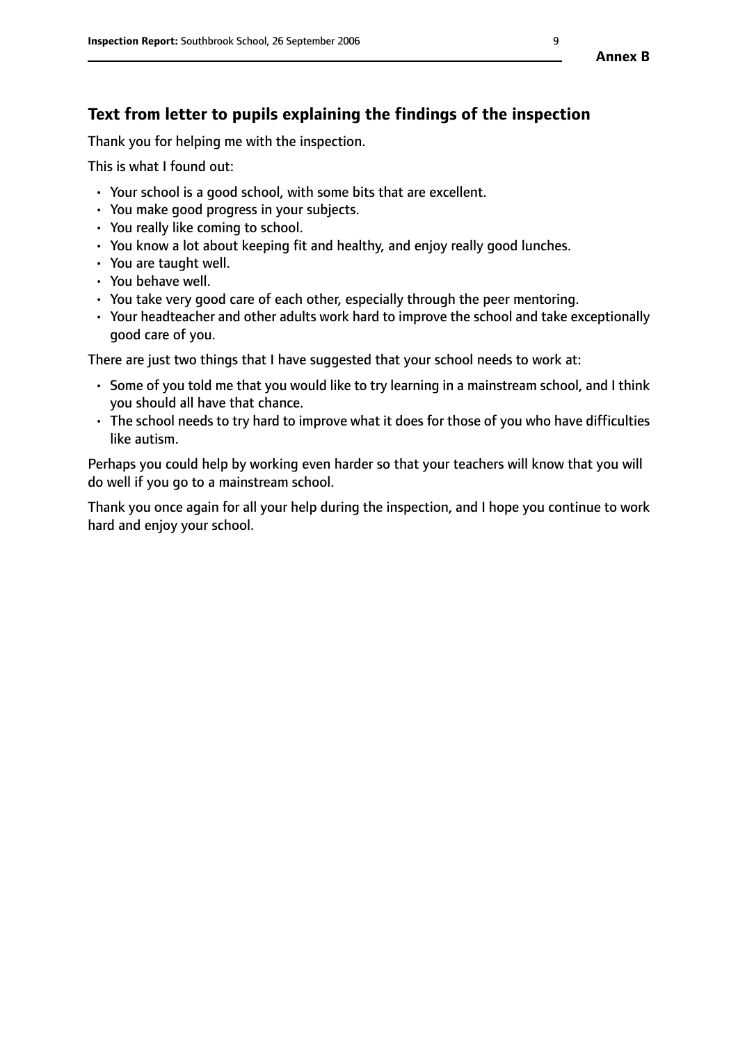## Text from letter to pupils explaining the findings of the inspection

Thank you for helping me with the inspection.

This is what I found out:

- Your school is a good school, with some bits that are excellent.
- You make good progress in your subjects.
- You really like coming to school.
- You know a lot about keeping fit and healthy, and enjoy really good lunches.
- You are taught well.
- You behave well.
- You take very good care of each other, especially through the peer mentoring.
- Your headteacher and other adults work hard to improve the school and take exceptionally good care of you.

There are just two things that I have suggested that your school needs to work at:

- Some of you told me that you would like to try learning in a mainstream school, and I think you should all have that chance.
- The school needs to try hard to improve what it does for those of you who have difficulties like autism.

Perhaps you could help by working even harder so that your teachers will know that you will do well if you go to a mainstream school.

Thank you once again for all your help during the inspection, and I hope you continue to work hard and enjoy your school.